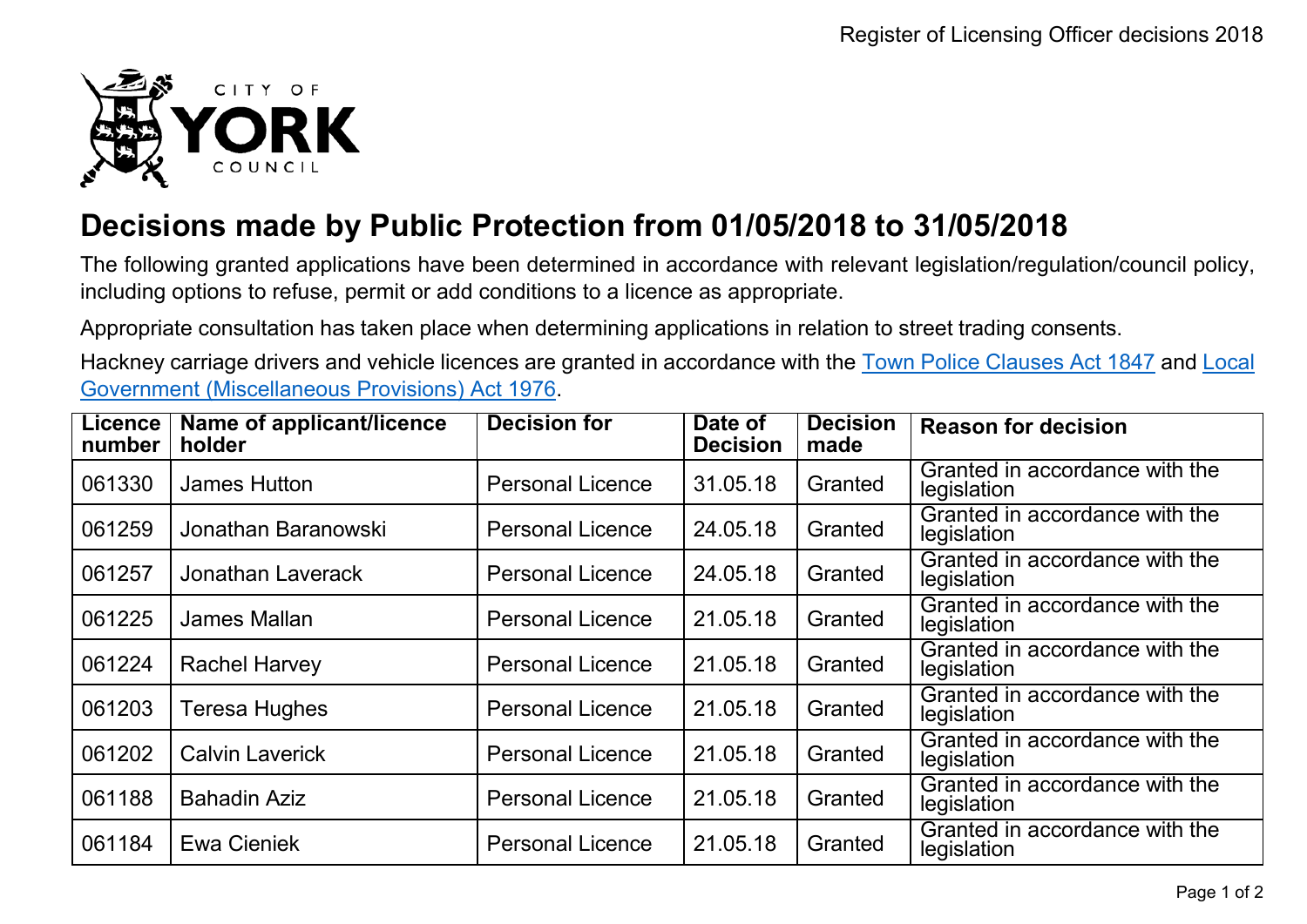# Decisions made by Public Protection from 01/05/2018 to 31/05/2018

The following granted applications have been determined in accordance with relevant legislation/regulation/council policy, including options to refuse, permit or add conditions to a licence as appropriate.

Appropriate consultation has taken place when determining applications in relation to street trading consents.

Hackney carriage drivers and vehicle licences are granted in accordance with the Town Police Clauses Act 1847 and Local Government (Miscellaneous Provisions) Act 1976.

| Licence number | Name of applicant/licence holder | Decision for | Date of Decision | Decision made | Reason for decision |
|---|---|---|---|---|---|
| 061330 | James Hutton | Personal Licence | 31.05.18 | Granted | Granted in accordance with the legislation |
| 061259 | Jonathan Baranowski | Personal Licence | 24.05.18 | Granted | Granted in accordance with the legislation |
| 061257 | Jonathan Laverack | Personal Licence | 24.05.18 | Granted | Granted in accordance with the legislation |
| 061225 | James Mallan | Personal Licence | 21.05.18 | Granted | Granted in accordance with the legislation |
| 061224 | Rachel Harvey | Personal Licence | 21.05.18 | Granted | Granted in accordance with the legislation |
| 061203 | Teresa Hughes | Personal Licence | 21.05.18 | Granted | Granted in accordance with the legislation |
| 061202 | Calvin Laverick | Personal Licence | 21.05.18 | Granted | Granted in accordance with the legislation |
| 061188 | Bahadin Aziz | Personal Licence | 21.05.18 | Granted | Granted in accordance with the legislation |
| 061184 | Ewa Cieniek | Personal Licence | 21.05.18 | Granted | Granted in accordance with the legislation |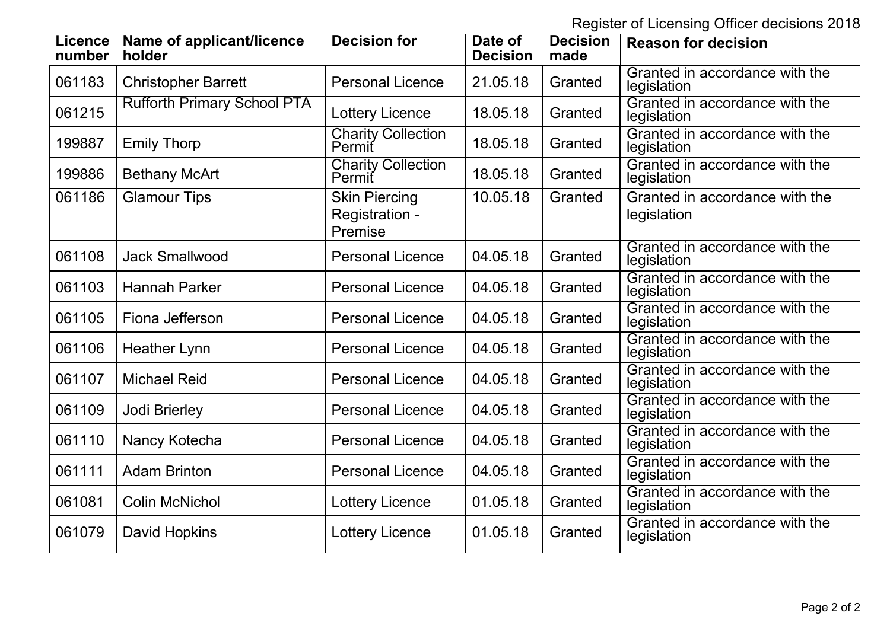Register of Licensing Officer decisions 2018

| Licence number | Name of applicant/licence holder | Decision for | Date of Decision | Decision made | Reason for decision |
|---|---|---|---|---|---|
| 061183 | Christopher Barrett | Personal Licence | 21.05.18 | Granted | Granted in accordance with the legislation |
| 061215 | Rufforth Primary School PTA | Lottery Licence | 18.05.18 | Granted | Granted in accordance with the legislation |
| 199887 | Emily Thorp | Charity Collection Permit | 18.05.18 | Granted | Granted in accordance with the legislation |
| 199886 | Bethany McArt | Charity Collection Permit | 18.05.18 | Granted | Granted in accordance with the legislation |
| 061186 | Glamour Tips | Skin Piercing Registration - Premise | 10.05.18 | Granted | Granted in accordance with the legislation |
| 061108 | Jack Smallwood | Personal Licence | 04.05.18 | Granted | Granted in accordance with the legislation |
| 061103 | Hannah Parker | Personal Licence | 04.05.18 | Granted | Granted in accordance with the legislation |
| 061105 | Fiona Jefferson | Personal Licence | 04.05.18 | Granted | Granted in accordance with the legislation |
| 061106 | Heather Lynn | Personal Licence | 04.05.18 | Granted | Granted in accordance with the legislation |
| 061107 | Michael Reid | Personal Licence | 04.05.18 | Granted | Granted in accordance with the legislation |
| 061109 | Jodi Brierley | Personal Licence | 04.05.18 | Granted | Granted in accordance with the legislation |
| 061110 | Nancy Kotecha | Personal Licence | 04.05.18 | Granted | Granted in accordance with the legislation |
| 061111 | Adam Brinton | Personal Licence | 04.05.18 | Granted | Granted in accordance with the legislation |
| 061081 | Colin McNichol | Lottery Licence | 01.05.18 | Granted | Granted in accordance with the legislation |
| 061079 | David Hopkins | Lottery Licence | 01.05.18 | Granted | Granted in accordance with the legislation |